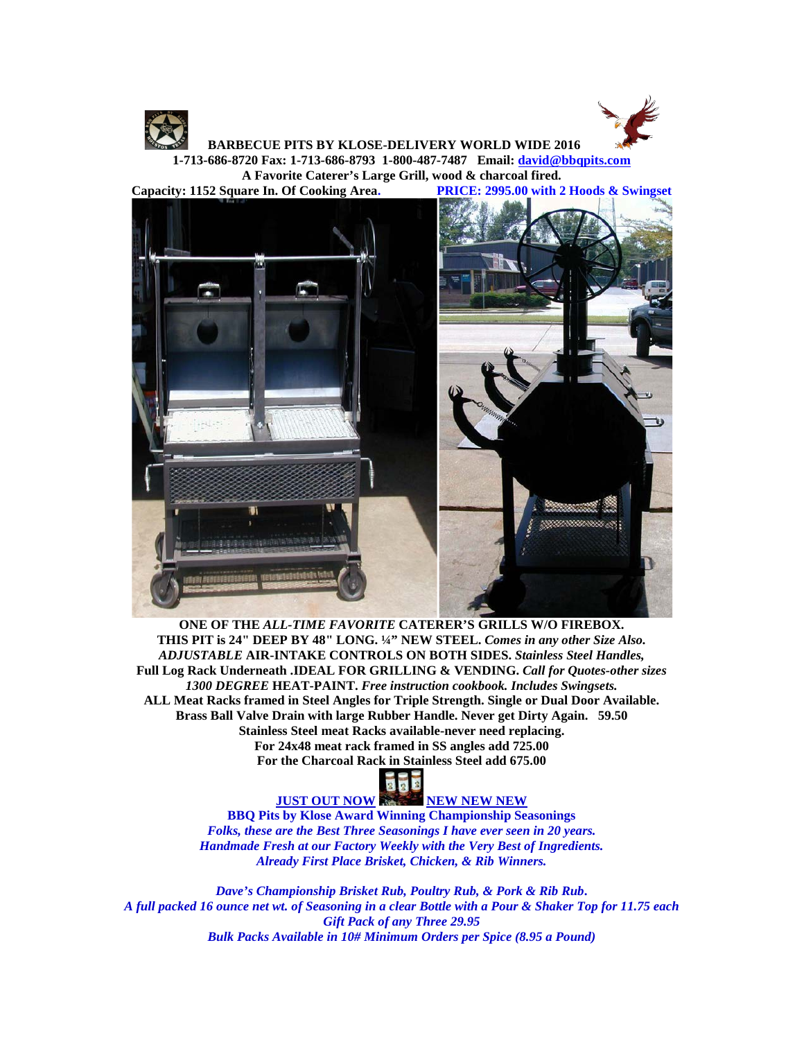**BARBECUE PITS BY KLOSE-DELIVERY WORLD WIDE 2016**

**1-713-686-8720 Fax: 1-713-686-8793 1-800-487-7487 Email: david@bbqpits.com**

**A Favorite Caterer's Large Grill, wood & charcoal fired.**

**Capacity: 1152 Square In. Of Cooking Area.** **PRICE: 2995.00 with 2 Hoods & Swingset**

**ONE OF THE *ALL-TIME FAVORITE* CATERER'S GRILLS W/O FIREBOX.**
**THIS PIT is 24" DEEP BY 48" LONG. ¼" NEW STEEL. *Comes in any other Size Also.***
***ADJUSTABLE* AIR-INTAKE CONTROLS ON BOTH SIDES. *Stainless Steel Handles,***
**Full Log Rack Underneath .IDEAL FOR GRILLING & VENDING. *Call for Quotes-other sizes***
***1300 DEGREE* HEAT-PAINT. *Free instruction cookbook. Includes Swingsets.***
**ALL Meat Racks framed in Steel Angles for Triple Strength. Single or Dual Door Available.**
**Brass Ball Valve Drain with large Rubber Handle. Never get Dirty Again. 59.50**
**Stainless Steel meat Racks available-never need replacing.**
**For 24x48 meat rack framed in SS angles add 725.00**
**For the Charcoal Rack in Stainless Steel add 675.00**

**JUST OUT NOW** **NEW NEW NEW**

**BBQ Pits by Klose Award Winning Championship Seasonings**

***Folks, these are the Best Three Seasonings I have ever seen in 20 years.***
***Handmade Fresh at our Factory Weekly with the Very Best of Ingredients.***
***Already First Place Brisket, Chicken, & Rib Winners.***

***Dave's Championship Brisket Rub, Poultry Rub, & Pork & Rib Rub.***
***A full packed 16 ounce net wt. of Seasoning in a clear Bottle with a Pour & Shaker Top for 11.75 each***
***Gift Pack of any Three 29.95***
***Bulk Packs Available in 10# Minimum Orders per Spice (8.95 a Pound)***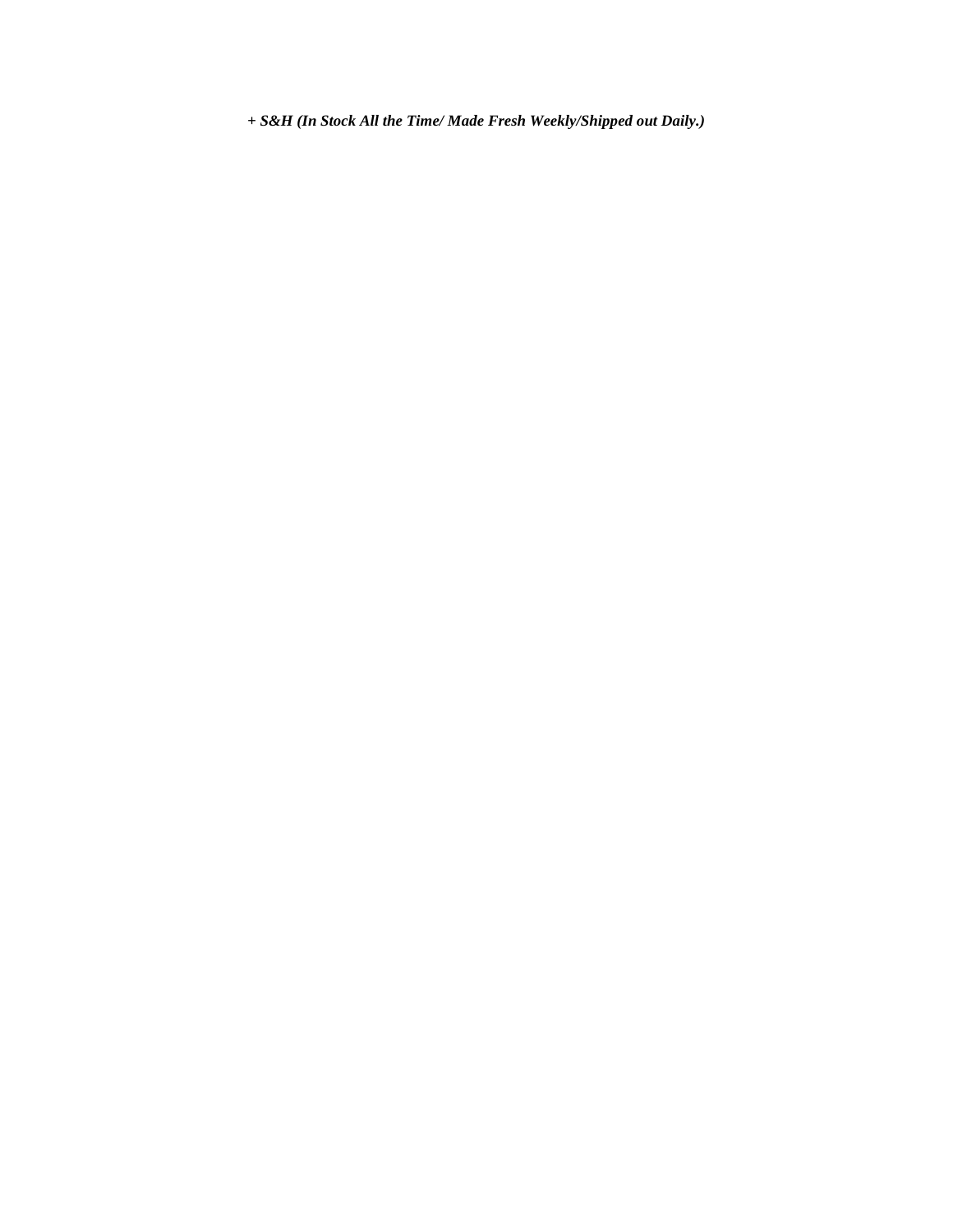***+ S&H (In Stock All the Time/ Made Fresh Weekly/Shipped out Daily.)***